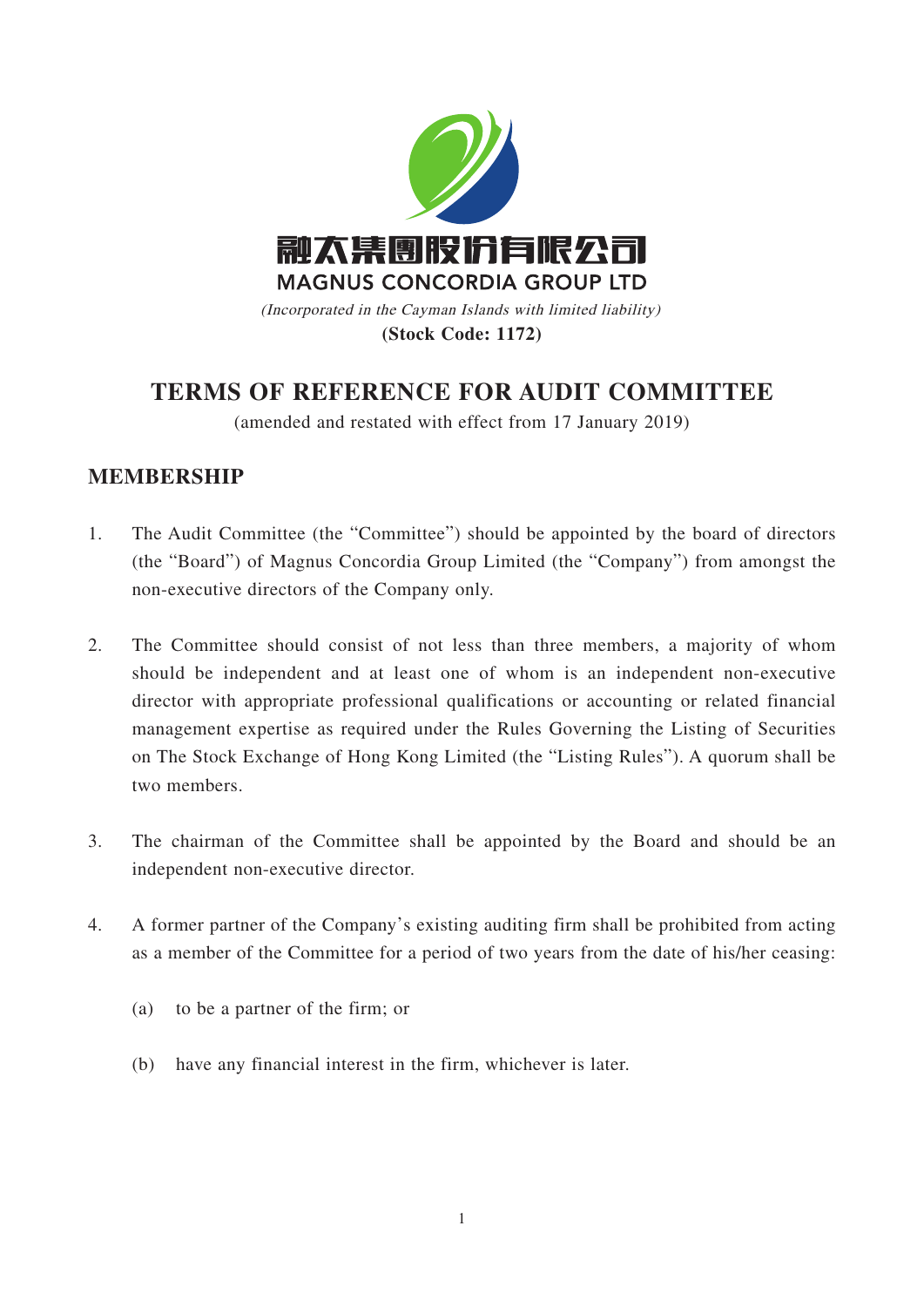融太集團股份有限公司

MAGNUS CONCORDIA GROUP LTD

*(Incorporated in the Cayman Islands with limited liability)*

**(Stock Code: 1172)**

# TERMS OF REFERENCE FOR AUDIT COMMITTEE

(amended and restated with effect from 17 January 2019)

## MEMBERSHIP

1. The Audit Committee (the "Committee") should be appointed by the board of directors (the "Board") of Magnus Concordia Group Limited (the "Company") from amongst the non-executive directors of the Company only.

2. The Committee should consist of not less than three members, a majority of whom should be independent and at least one of whom is an independent non-executive director with appropriate professional qualifications or accounting or related financial management expertise as required under the Rules Governing the Listing of Securities on The Stock Exchange of Hong Kong Limited (the "Listing Rules"). A quorum shall be two members.

3. The chairman of the Committee shall be appointed by the Board and should be an independent non-executive director.

4. A former partner of the Company's existing auditing firm shall be prohibited from acting as a member of the Committee for a period of two years from the date of his/her ceasing:

   (a) to be a partner of the firm; or

   (b) have any financial interest in the firm, whichever is later.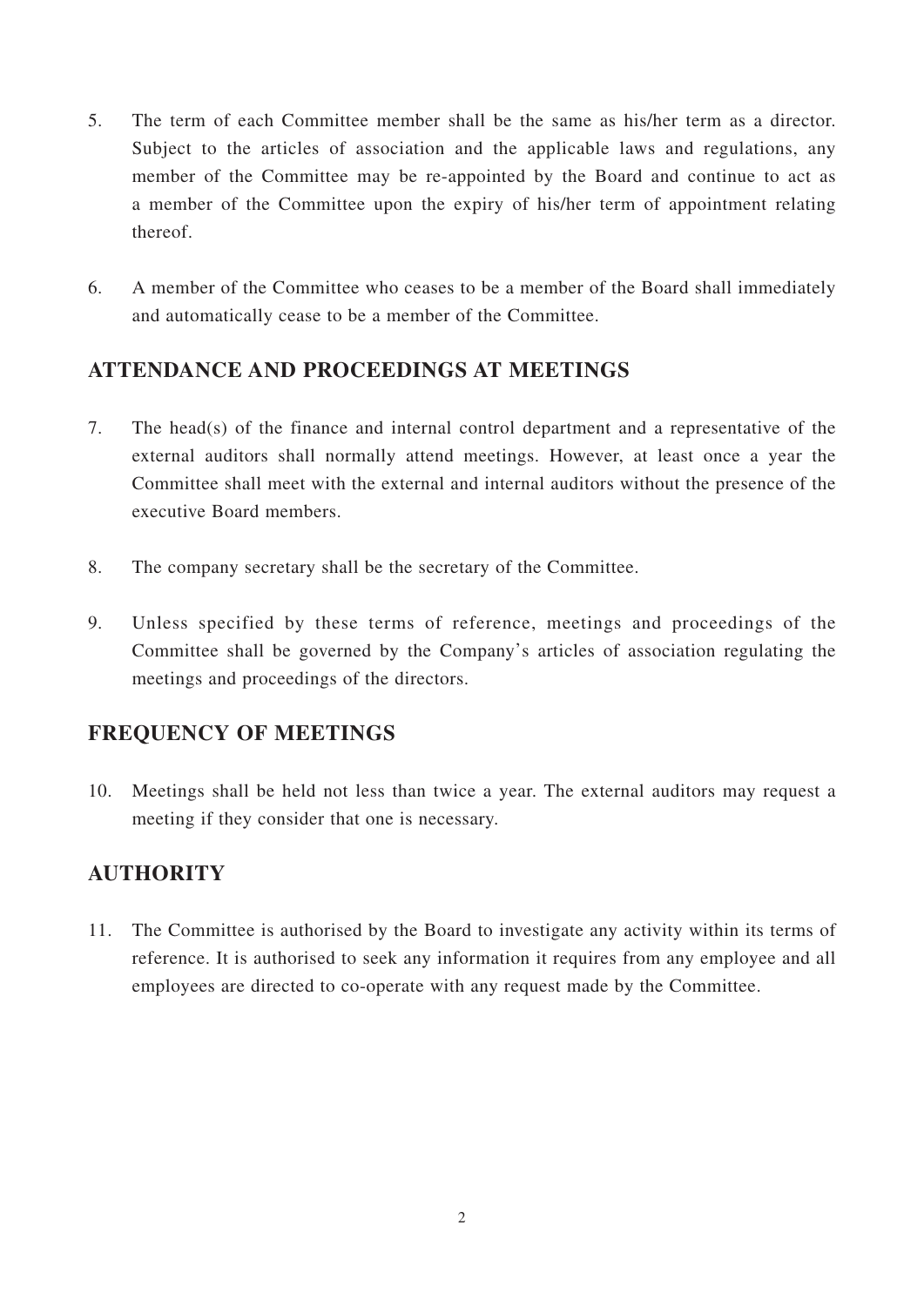5. The term of each Committee member shall be the same as his/her term as a director. Subject to the articles of association and the applicable laws and regulations, any member of the Committee may be re-appointed by the Board and continue to act as a member of the Committee upon the expiry of his/her term of appointment relating thereof.

6. A member of the Committee who ceases to be a member of the Board shall immediately and automatically cease to be a member of the Committee.

## ATTENDANCE AND PROCEEDINGS AT MEETINGS

7. The head(s) of the finance and internal control department and a representative of the external auditors shall normally attend meetings. However, at least once a year the Committee shall meet with the external and internal auditors without the presence of the executive Board members.

8. The company secretary shall be the secretary of the Committee.

9. Unless specified by these terms of reference, meetings and proceedings of the Committee shall be governed by the Company's articles of association regulating the meetings and proceedings of the directors.

## FREQUENCY OF MEETINGS

10. Meetings shall be held not less than twice a year. The external auditors may request a meeting if they consider that one is necessary.

## AUTHORITY

11. The Committee is authorised by the Board to investigate any activity within its terms of reference. It is authorised to seek any information it requires from any employee and all employees are directed to co-operate with any request made by the Committee.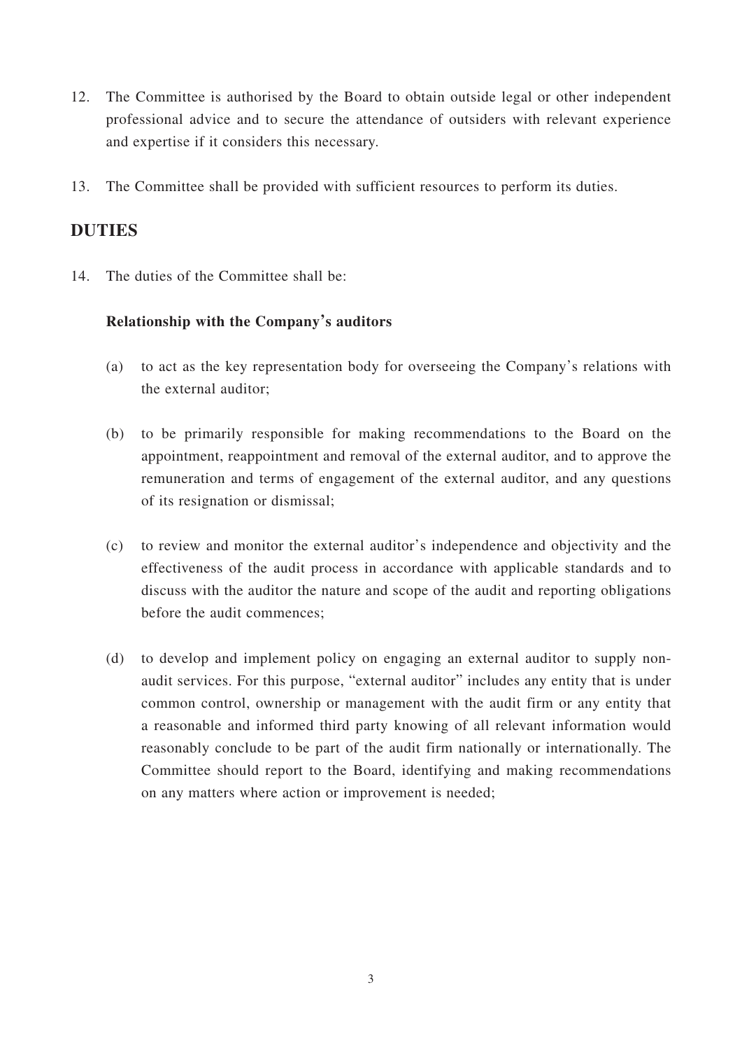12. The Committee is authorised by the Board to obtain outside legal or other independent professional advice and to secure the attendance of outsiders with relevant experience and expertise if it considers this necessary.

13. The Committee shall be provided with sufficient resources to perform its duties.

## DUTIES

14. The duties of the Committee shall be:

    **Relationship with the Company's auditors**

    (a) to act as the key representation body for overseeing the Company's relations with the external auditor;

    (b) to be primarily responsible for making recommendations to the Board on the appointment, reappointment and removal of the external auditor, and to approve the remuneration and terms of engagement of the external auditor, and any questions of its resignation or dismissal;

    (c) to review and monitor the external auditor's independence and objectivity and the effectiveness of the audit process in accordance with applicable standards and to discuss with the auditor the nature and scope of the audit and reporting obligations before the audit commences;

    (d) to develop and implement policy on engaging an external auditor to supply non-audit services. For this purpose, "external auditor" includes any entity that is under common control, ownership or management with the audit firm or any entity that a reasonable and informed third party knowing of all relevant information would reasonably conclude to be part of the audit firm nationally or internationally. The Committee should report to the Board, identifying and making recommendations on any matters where action or improvement is needed;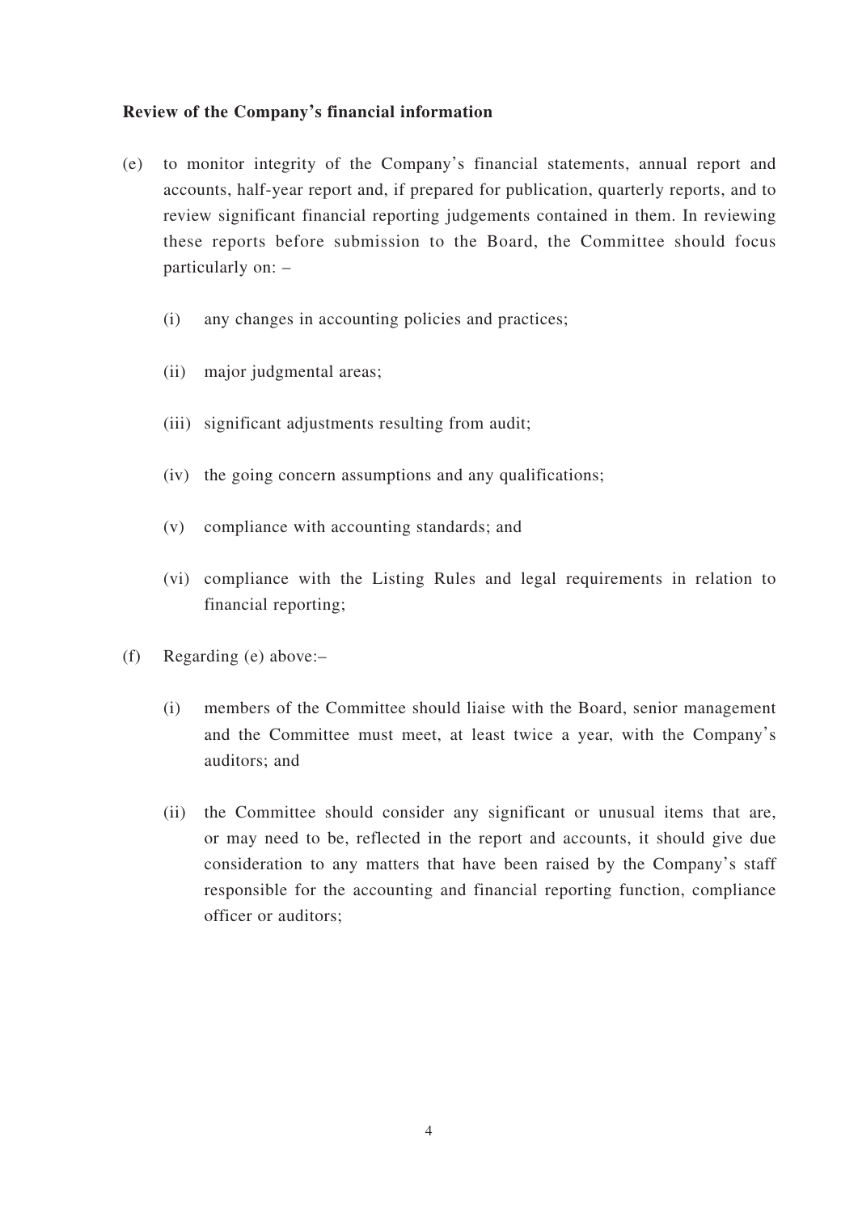**Review of the Company's financial information**

(e) to monitor integrity of the Company's financial statements, annual report and accounts, half-year report and, if prepared for publication, quarterly reports, and to review significant financial reporting judgements contained in them. In reviewing these reports before submission to the Board, the Committee should focus particularly on: –

  (i) any changes in accounting policies and practices;

  (ii) major judgmental areas;

  (iii) significant adjustments resulting from audit;

  (iv) the going concern assumptions and any qualifications;

  (v) compliance with accounting standards; and

  (vi) compliance with the Listing Rules and legal requirements in relation to financial reporting;

(f) Regarding (e) above:–

  (i) members of the Committee should liaise with the Board, senior management and the Committee must meet, at least twice a year, with the Company's auditors; and

  (ii) the Committee should consider any significant or unusual items that are, or may need to be, reflected in the report and accounts, it should give due consideration to any matters that have been raised by the Company's staff responsible for the accounting and financial reporting function, compliance officer or auditors;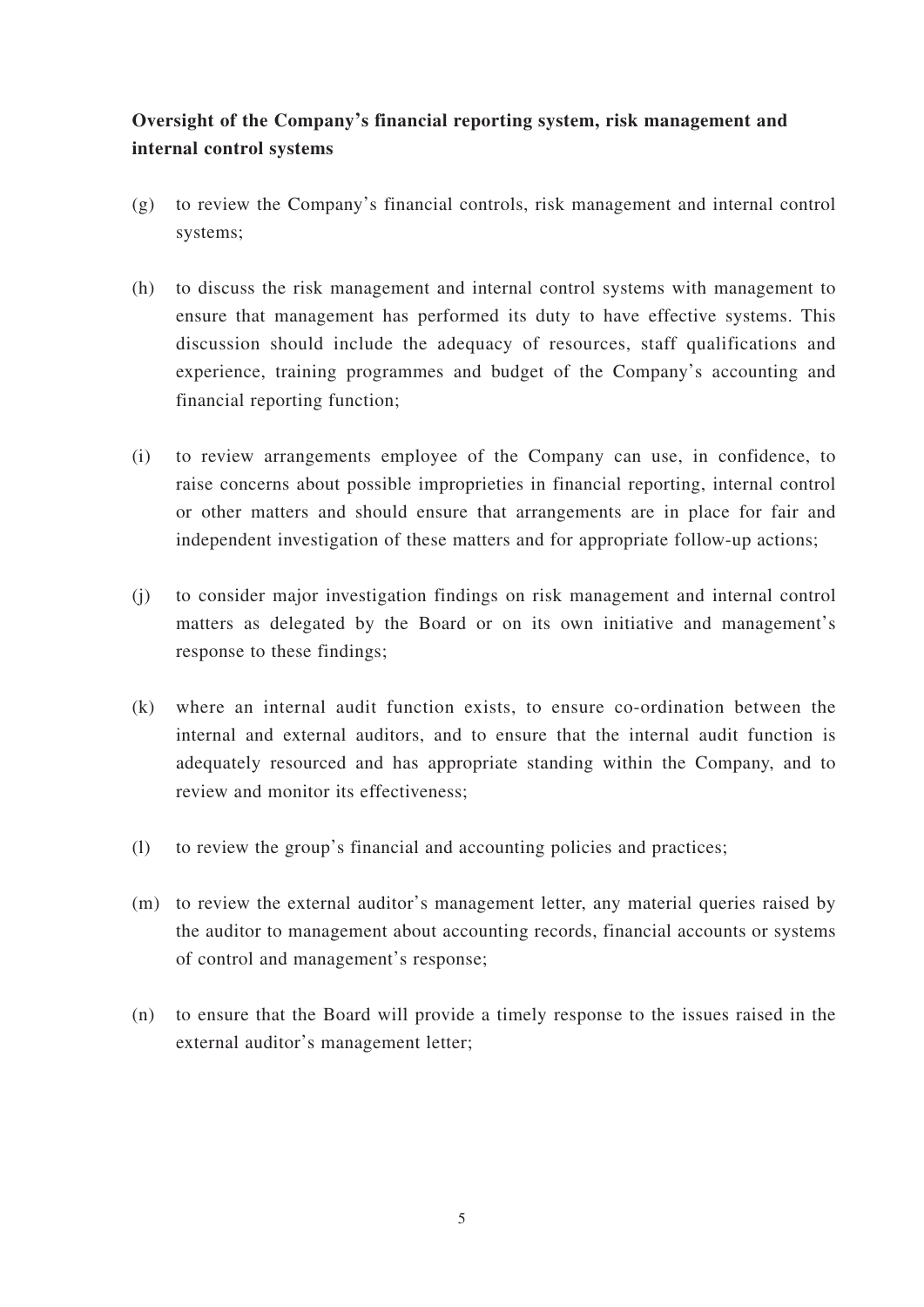**Oversight of the Company's financial reporting system, risk management and internal control systems**

(g) to review the Company's financial controls, risk management and internal control systems;

(h) to discuss the risk management and internal control systems with management to ensure that management has performed its duty to have effective systems. This discussion should include the adequacy of resources, staff qualifications and experience, training programmes and budget of the Company's accounting and financial reporting function;

(i) to review arrangements employee of the Company can use, in confidence, to raise concerns about possible improprieties in financial reporting, internal control or other matters and should ensure that arrangements are in place for fair and independent investigation of these matters and for appropriate follow-up actions;

(j) to consider major investigation findings on risk management and internal control matters as delegated by the Board or on its own initiative and management's response to these findings;

(k) where an internal audit function exists, to ensure co-ordination between the internal and external auditors, and to ensure that the internal audit function is adequately resourced and has appropriate standing within the Company, and to review and monitor its effectiveness;

(l) to review the group's financial and accounting policies and practices;

(m) to review the external auditor's management letter, any material queries raised by the auditor to management about accounting records, financial accounts or systems of control and management's response;

(n) to ensure that the Board will provide a timely response to the issues raised in the external auditor's management letter;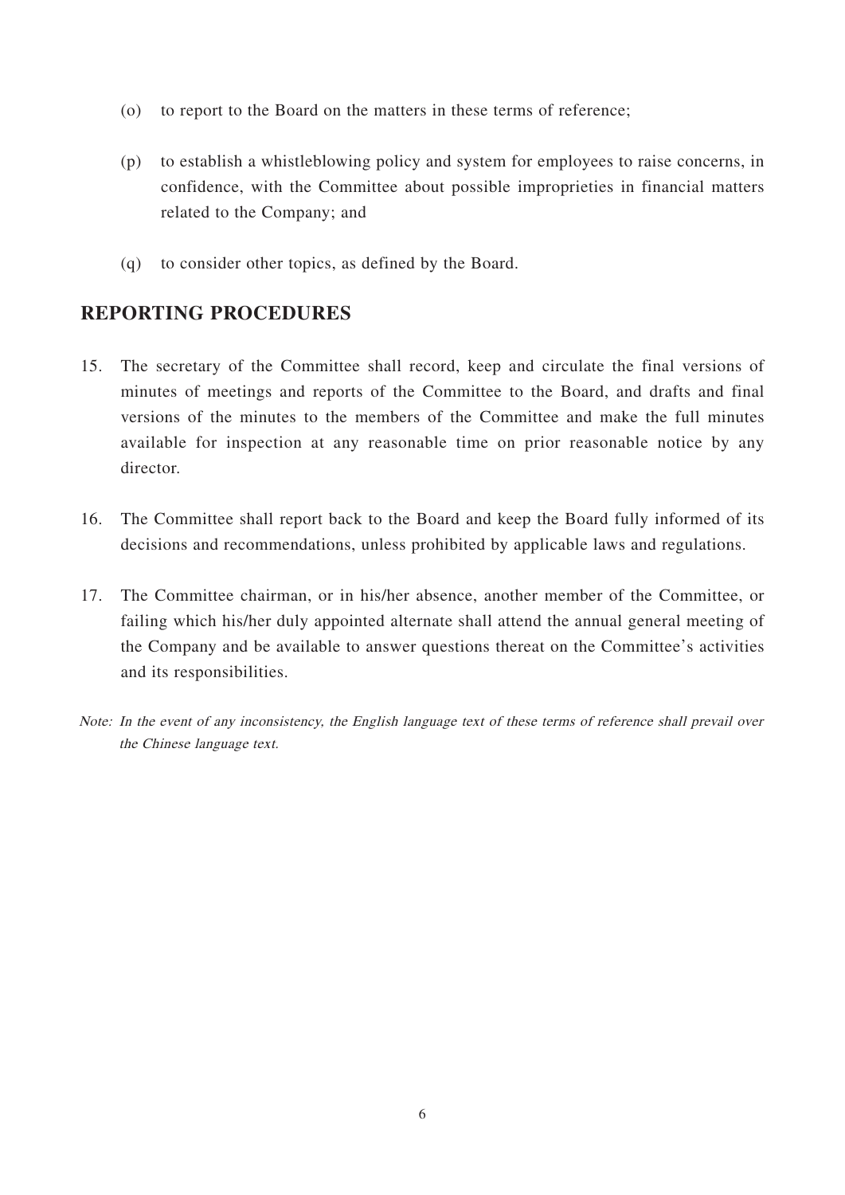(o) to report to the Board on the matters in these terms of reference;

(p) to establish a whistleblowing policy and system for employees to raise concerns, in confidence, with the Committee about possible improprieties in financial matters related to the Company; and

(q) to consider other topics, as defined by the Board.

## REPORTING PROCEDURES

15. The secretary of the Committee shall record, keep and circulate the final versions of minutes of meetings and reports of the Committee to the Board, and drafts and final versions of the minutes to the members of the Committee and make the full minutes available for inspection at any reasonable time on prior reasonable notice by any director.

16. The Committee shall report back to the Board and keep the Board fully informed of its decisions and recommendations, unless prohibited by applicable laws and regulations.

17. The Committee chairman, or in his/her absence, another member of the Committee, or failing which his/her duly appointed alternate shall attend the annual general meeting of the Company and be available to answer questions thereat on the Committee's activities and its responsibilities.

*Note: In the event of any inconsistency, the English language text of these terms of reference shall prevail over the Chinese language text.*